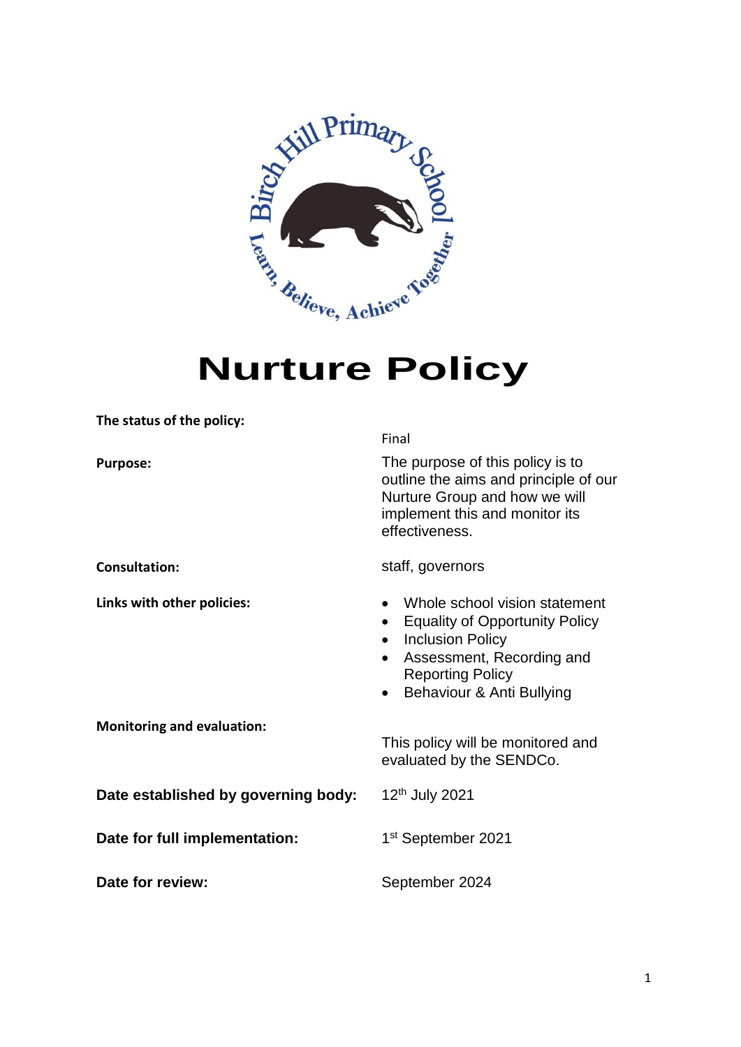Birch Hill Primary School

Learn, Believe, Achieve Together

# Nurture Policy

| | |
|---|---|
| **The status of the policy:** | Final |
| **Purpose:** | The purpose of this policy is to outline the aims and principle of our Nurture Group and how we will implement this and monitor its effectiveness. |
| **Consultation:** | staff, governors |
| **Links with other policies:** | • Whole school vision statement<br>• Equality of Opportunity Policy<br>• Inclusion Policy<br>• Assessment, Recording and Reporting Policy<br>• Behaviour & Anti Bullying |
| **Monitoring and evaluation:** | This policy will be monitored and evaluated by the SENDCo. |
| **Date established by governing body:** | 12th July 2021 |
| **Date for full implementation:** | 1st September 2021 |
| **Date for review:** | September 2024 |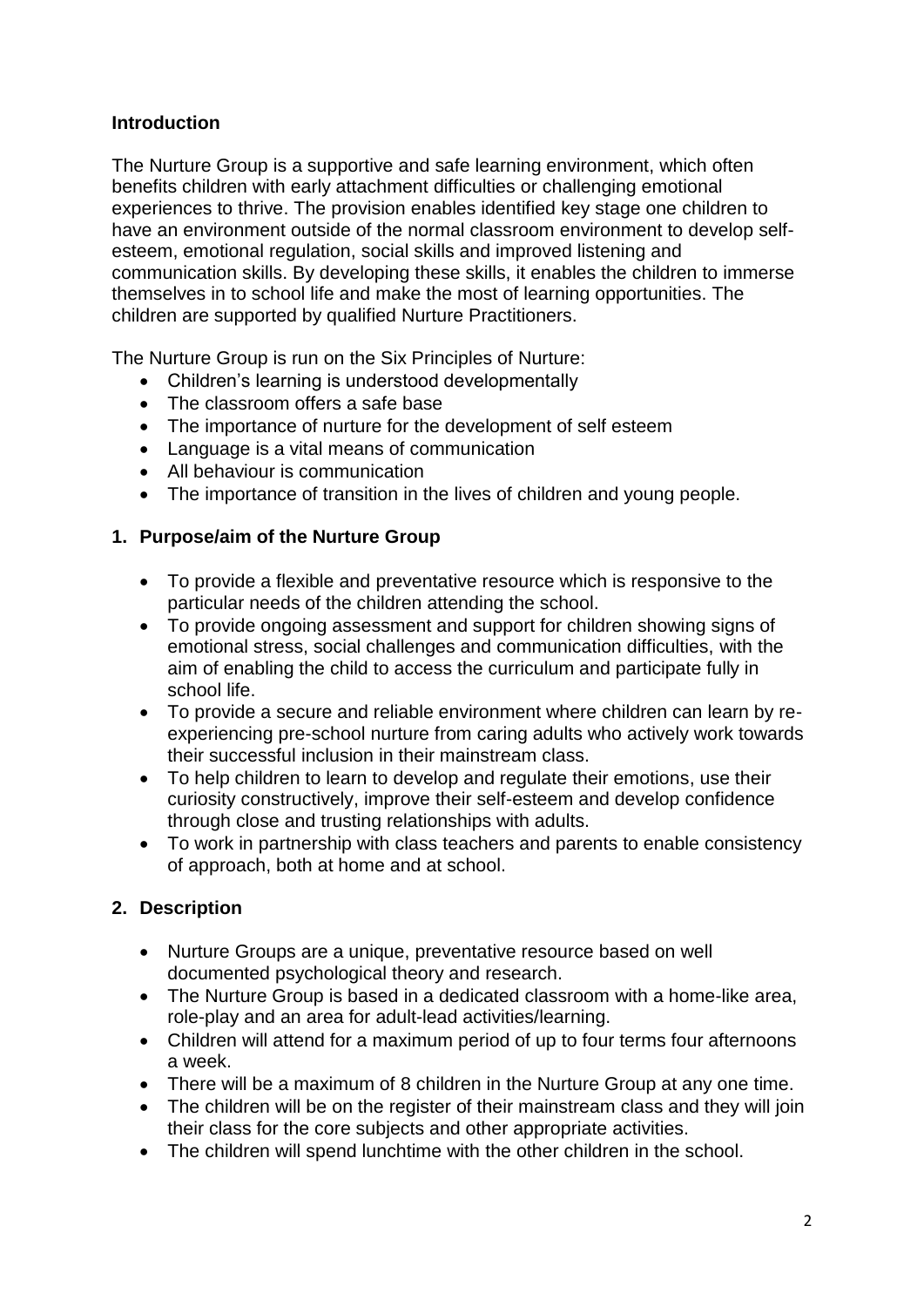## Introduction

The Nurture Group is a supportive and safe learning environment, which often benefits children with early attachment difficulties or challenging emotional experiences to thrive. The provision enables identified key stage one children to have an environment outside of the normal classroom environment to develop self-esteem, emotional regulation, social skills and improved listening and communication skills. By developing these skills, it enables the children to immerse themselves in to school life and make the most of learning opportunities. The children are supported by qualified Nurture Practitioners.

The Nurture Group is run on the Six Principles of Nurture:

- Children's learning is understood developmentally
- The classroom offers a safe base
- The importance of nurture for the development of self esteem
- Language is a vital means of communication
- All behaviour is communication
- The importance of transition in the lives of children and young people.

## 1. Purpose/aim of the Nurture Group

- To provide a flexible and preventative resource which is responsive to the particular needs of the children attending the school.
- To provide ongoing assessment and support for children showing signs of emotional stress, social challenges and communication difficulties, with the aim of enabling the child to access the curriculum and participate fully in school life.
- To provide a secure and reliable environment where children can learn by re-experiencing pre-school nurture from caring adults who actively work towards their successful inclusion in their mainstream class.
- To help children to learn to develop and regulate their emotions, use their curiosity constructively, improve their self-esteem and develop confidence through close and trusting relationships with adults.
- To work in partnership with class teachers and parents to enable consistency of approach, both at home and at school.

## 2. Description

- Nurture Groups are a unique, preventative resource based on well documented psychological theory and research.
- The Nurture Group is based in a dedicated classroom with a home-like area, role-play and an area for adult-lead activities/learning.
- Children will attend for a maximum period of up to four terms four afternoons a week.
- There will be a maximum of 8 children in the Nurture Group at any one time.
- The children will be on the register of their mainstream class and they will join their class for the core subjects and other appropriate activities.
- The children will spend lunchtime with the other children in the school.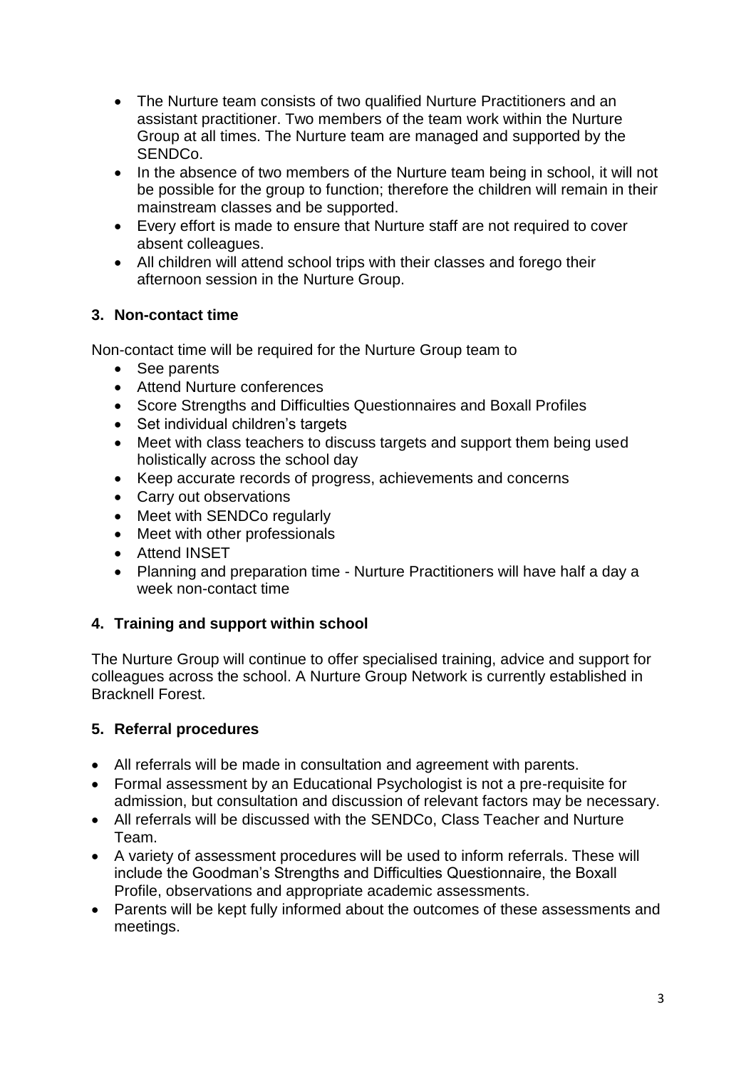- The Nurture team consists of two qualified Nurture Practitioners and an assistant practitioner. Two members of the team work within the Nurture Group at all times. The Nurture team are managed and supported by the SENDCo.
- In the absence of two members of the Nurture team being in school, it will not be possible for the group to function; therefore the children will remain in their mainstream classes and be supported.
- Every effort is made to ensure that Nurture staff are not required to cover absent colleagues.
- All children will attend school trips with their classes and forego their afternoon session in the Nurture Group.

### 3. Non-contact time

Non-contact time will be required for the Nurture Group team to

- See parents
- Attend Nurture conferences
- Score Strengths and Difficulties Questionnaires and Boxall Profiles
- Set individual children's targets
- Meet with class teachers to discuss targets and support them being used holistically across the school day
- Keep accurate records of progress, achievements and concerns
- Carry out observations
- Meet with SENDCo regularly
- Meet with other professionals
- Attend INSET
- Planning and preparation time - Nurture Practitioners will have half a day a week non-contact time

### 4. Training and support within school

The Nurture Group will continue to offer specialised training, advice and support for colleagues across the school. A Nurture Group Network is currently established in Bracknell Forest.

### 5. Referral procedures

- All referrals will be made in consultation and agreement with parents.
- Formal assessment by an Educational Psychologist is not a pre-requisite for admission, but consultation and discussion of relevant factors may be necessary.
- All referrals will be discussed with the SENDCo, Class Teacher and Nurture Team.
- A variety of assessment procedures will be used to inform referrals. These will include the Goodman's Strengths and Difficulties Questionnaire, the Boxall Profile, observations and appropriate academic assessments.
- Parents will be kept fully informed about the outcomes of these assessments and meetings.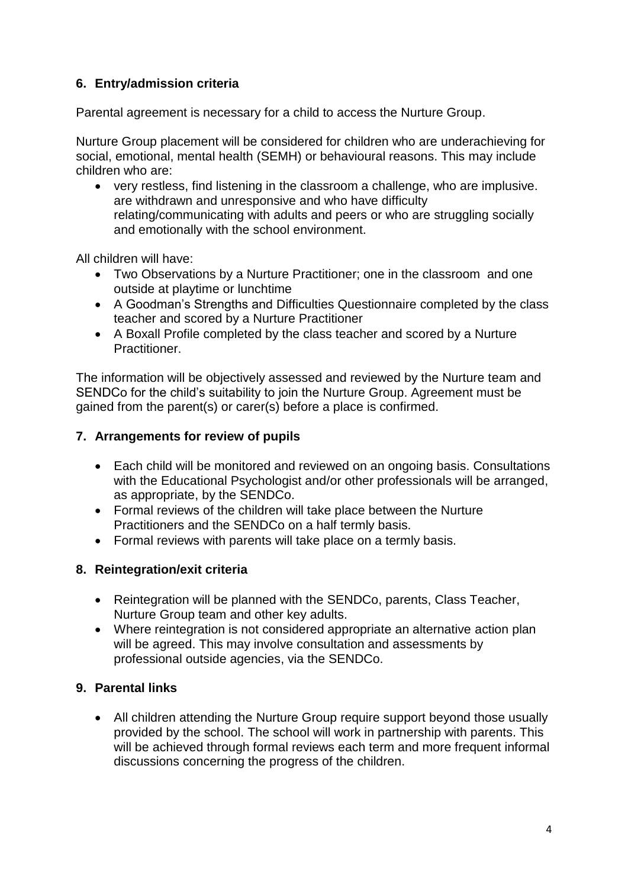## 6. Entry/admission criteria

Parental agreement is necessary for a child to access the Nurture Group.

Nurture Group placement will be considered for children who are underachieving for social, emotional, mental health (SEMH) or behavioural reasons. This may include children who are:

- very restless, find listening in the classroom a challenge, who are implusive. are withdrawn and unresponsive and who have difficulty relating/communicating with adults and peers or who are struggling socially and emotionally with the school environment.

All children will have:

- Two Observations by a Nurture Practitioner; one in the classroom and one outside at playtime or lunchtime
- A Goodman's Strengths and Difficulties Questionnaire completed by the class teacher and scored by a Nurture Practitioner
- A Boxall Profile completed by the class teacher and scored by a Nurture Practitioner.

The information will be objectively assessed and reviewed by the Nurture team and SENDCo for the child's suitability to join the Nurture Group. Agreement must be gained from the parent(s) or carer(s) before a place is confirmed.

## 7. Arrangements for review of pupils

- Each child will be monitored and reviewed on an ongoing basis. Consultations with the Educational Psychologist and/or other professionals will be arranged, as appropriate, by the SENDCo.
- Formal reviews of the children will take place between the Nurture Practitioners and the SENDCo on a half termly basis.
- Formal reviews with parents will take place on a termly basis.

## 8. Reintegration/exit criteria

- Reintegration will be planned with the SENDCo, parents, Class Teacher, Nurture Group team and other key adults.
- Where reintegration is not considered appropriate an alternative action plan will be agreed. This may involve consultation and assessments by professional outside agencies, via the SENDCo.

## 9. Parental links

- All children attending the Nurture Group require support beyond those usually provided by the school. The school will work in partnership with parents. This will be achieved through formal reviews each term and more frequent informal discussions concerning the progress of the children.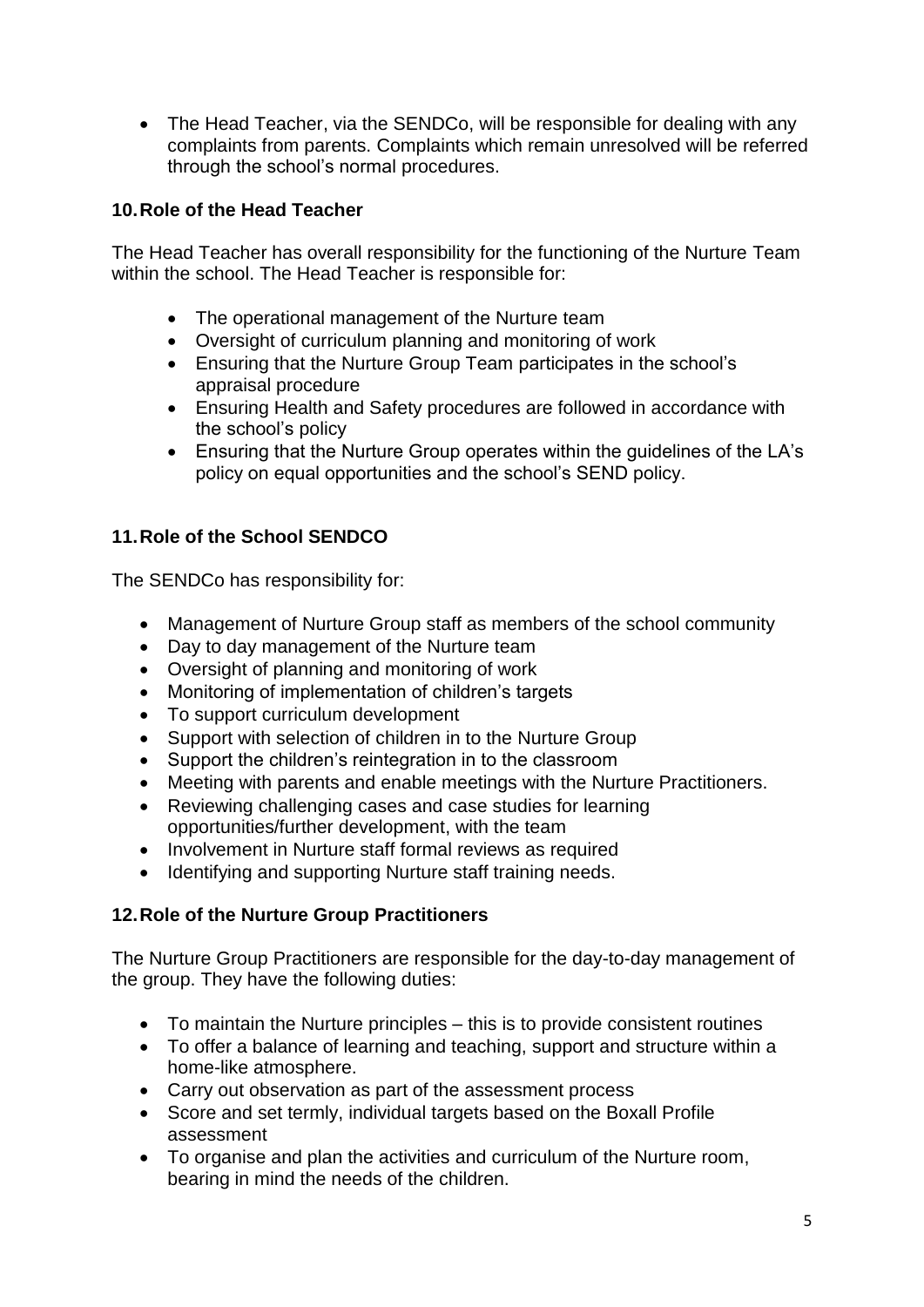- The Head Teacher, via the SENDCo, will be responsible for dealing with any complaints from parents. Complaints which remain unresolved will be referred through the school's normal procedures.

## 10. Role of the Head Teacher

The Head Teacher has overall responsibility for the functioning of the Nurture Team within the school. The Head Teacher is responsible for:

- The operational management of the Nurture team
- Oversight of curriculum planning and monitoring of work
- Ensuring that the Nurture Group Team participates in the school's appraisal procedure
- Ensuring Health and Safety procedures are followed in accordance with the school's policy
- Ensuring that the Nurture Group operates within the guidelines of the LA's policy on equal opportunities and the school's SEND policy.

## 11. Role of the School SENDCO

The SENDCo has responsibility for:

- Management of Nurture Group staff as members of the school community
- Day to day management of the Nurture team
- Oversight of planning and monitoring of work
- Monitoring of implementation of children's targets
- To support curriculum development
- Support with selection of children in to the Nurture Group
- Support the children's reintegration in to the classroom
- Meeting with parents and enable meetings with the Nurture Practitioners.
- Reviewing challenging cases and case studies for learning opportunities/further development, with the team
- Involvement in Nurture staff formal reviews as required
- Identifying and supporting Nurture staff training needs.

## 12. Role of the Nurture Group Practitioners

The Nurture Group Practitioners are responsible for the day-to-day management of the group. They have the following duties:

- To maintain the Nurture principles – this is to provide consistent routines
- To offer a balance of learning and teaching, support and structure within a home-like atmosphere.
- Carry out observation as part of the assessment process
- Score and set termly, individual targets based on the Boxall Profile assessment
- To organise and plan the activities and curriculum of the Nurture room, bearing in mind the needs of the children.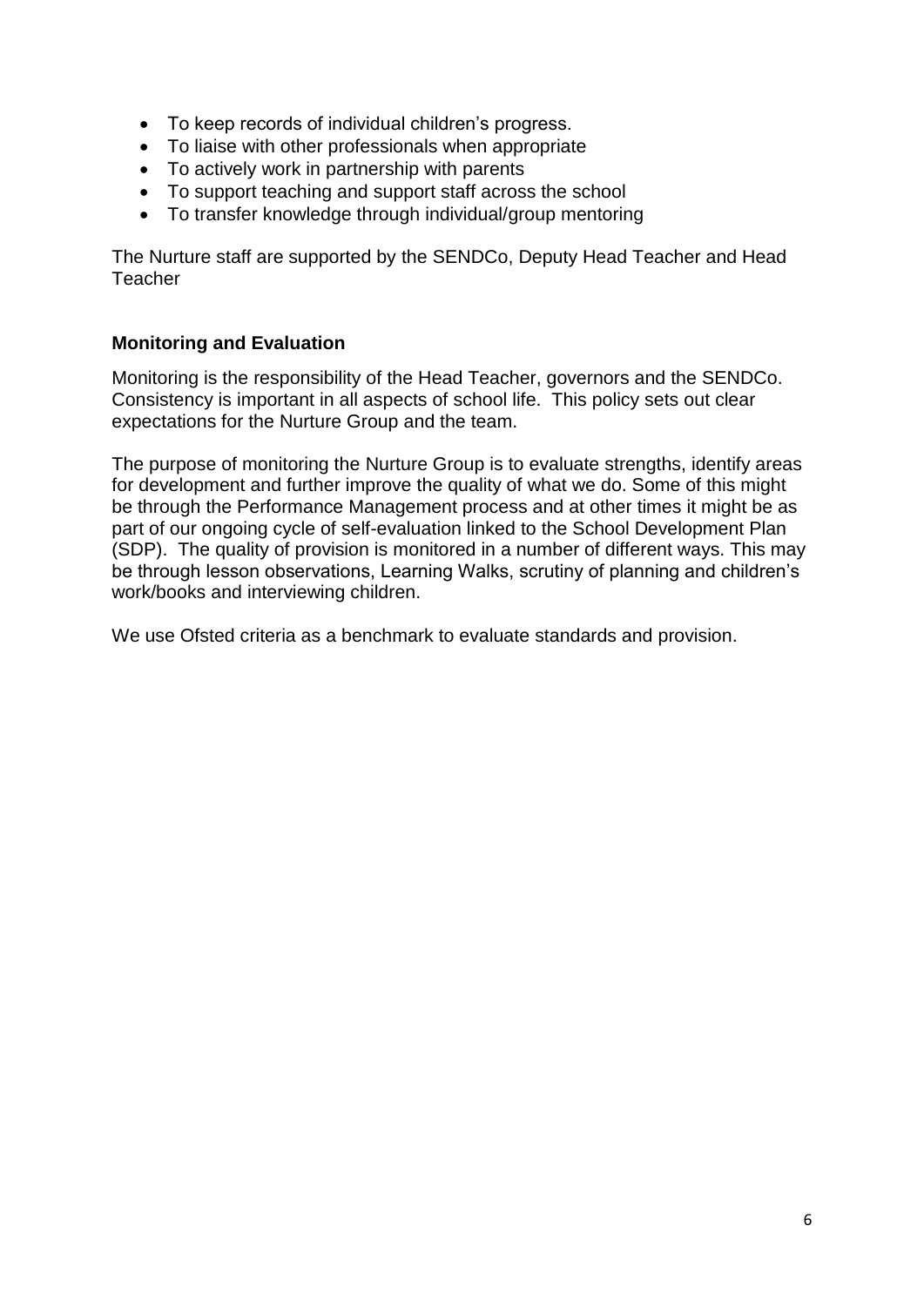- To keep records of individual children's progress.
- To liaise with other professionals when appropriate
- To actively work in partnership with parents
- To support teaching and support staff across the school
- To transfer knowledge through individual/group mentoring

The Nurture staff are supported by the SENDCo, Deputy Head Teacher and Head Teacher

**Monitoring and Evaluation**

Monitoring is the responsibility of the Head Teacher, governors and the SENDCo. Consistency is important in all aspects of school life. This policy sets out clear expectations for the Nurture Group and the team.

The purpose of monitoring the Nurture Group is to evaluate strengths, identify areas for development and further improve the quality of what we do. Some of this might be through the Performance Management process and at other times it might be as part of our ongoing cycle of self-evaluation linked to the School Development Plan (SDP). The quality of provision is monitored in a number of different ways. This may be through lesson observations, Learning Walks, scrutiny of planning and children's work/books and interviewing children.

We use Ofsted criteria as a benchmark to evaluate standards and provision.